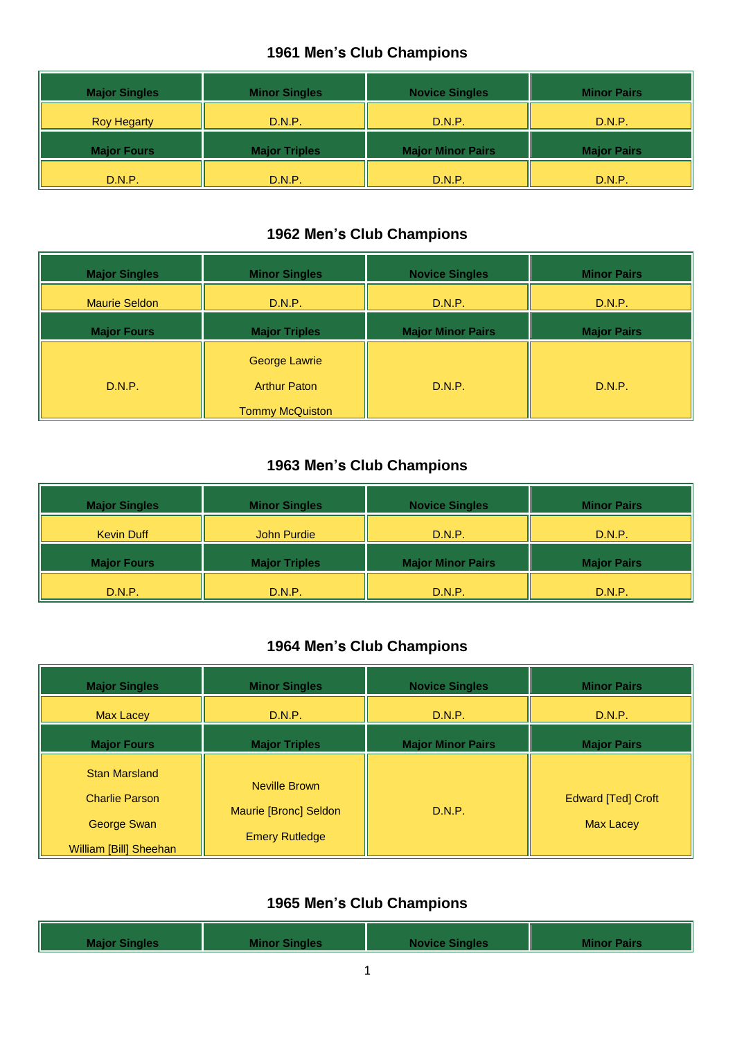## 1961 Men's Club Champions

| Major Singles | Minor Singles | Novice Singles | Minor Pairs |
|---|---|---|---|
| Roy Hegarty | D.N.P. | D.N.P. | D.N.P. |
| **Major Fours** | **Major Triples** | **Major Minor Pairs** | **Major Pairs** |
| D.N.P. | D.N.P. | D.N.P. | D.N.P. |

## 1962 Men's Club Champions

| Major Singles | Minor Singles | Novice Singles | Minor Pairs |
|---|---|---|---|
| Maurie Seldon | D.N.P. | D.N.P. | D.N.P. |
| **Major Fours** | **Major Triples** | **Major Minor Pairs** | **Major Pairs** |
| D.N.P. | George Lawrie<br>Arthur Paton<br>Tommy McQuiston | D.N.P. | D.N.P. |

## 1963 Men's Club Champions

| Major Singles | Minor Singles | Novice Singles | Minor Pairs |
|---|---|---|---|
| Kevin Duff | John Purdie | D.N.P. | D.N.P. |
| **Major Fours** | **Major Triples** | **Major Minor Pairs** | **Major Pairs** |
| D.N.P. | D.N.P. | D.N.P. | D.N.P. |

## 1964 Men's Club Champions

| Major Singles | Minor Singles | Novice Singles | Minor Pairs |
|---|---|---|---|
| Max Lacey | D.N.P. | D.N.P. | D.N.P. |
| **Major Fours** | **Major Triples** | **Major Minor Pairs** | **Major Pairs** |
| Stan Marsland<br>Charlie Parson<br>George Swan<br>William [Bill] Sheehan | Neville Brown<br>Maurie [Bronc] Seldon<br>Emery Rutledge | D.N.P. | Edward [Ted] Croft<br>Max Lacey |

## 1965 Men's Club Champions

| Major Singles | Minor Singles | Novice Singles | Minor Pairs |
|---|---|---|---|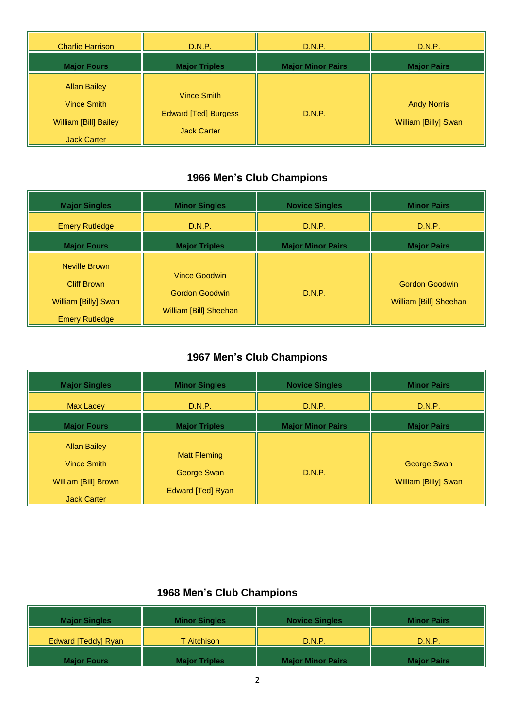| Charlie Harrison | D.N.P. | D.N.P. | D.N.P. |
|---|---|---|---|
| **Major Fours** | **Major Triples** | **Major Minor Pairs** | **Major Pairs** |
| Allan Bailey<br>Vince Smith<br>William [Bill] Bailey<br>Jack Carter | Vince Smith<br>Edward [Ted] Burgess<br>Jack Carter | D.N.P. | Andy Norris<br>William [Billy] Swan |

## 1966 Men's Club Champions

| Major Singles | Minor Singles | Novice Singles | Minor Pairs |
|---|---|---|---|
| Emery Rutledge | D.N.P. | D.N.P. | D.N.P. |
| **Major Fours** | **Major Triples** | **Major Minor Pairs** | **Major Pairs** |
| Neville Brown<br>Cliff Brown<br>William [Billy] Swan<br>Emery Rutledge | Vince Goodwin<br>Gordon Goodwin<br>William [Bill] Sheehan | D.N.P. | Gordon Goodwin<br>William [Bill] Sheehan |

## 1967 Men's Club Champions

| Major Singles | Minor Singles | Novice Singles | Minor Pairs |
|---|---|---|---|
| Max Lacey | D.N.P. | D.N.P. | D.N.P. |
| **Major Fours** | **Major Triples** | **Major Minor Pairs** | **Major Pairs** |
| Allan Bailey<br>Vince Smith<br>William [Bill] Brown<br>Jack Carter | Matt Fleming<br>George Swan<br>Edward [Ted] Ryan | D.N.P. | George Swan<br>William [Billy] Swan |

## 1968 Men's Club Champions

| Major Singles | Minor Singles | Novice Singles | Minor Pairs |
|---|---|---|---|
| Edward [Teddy] Ryan | T Aitchison | D.N.P. | D.N.P. |
| **Major Fours** | **Major Triples** | **Major Minor Pairs** | **Major Pairs** |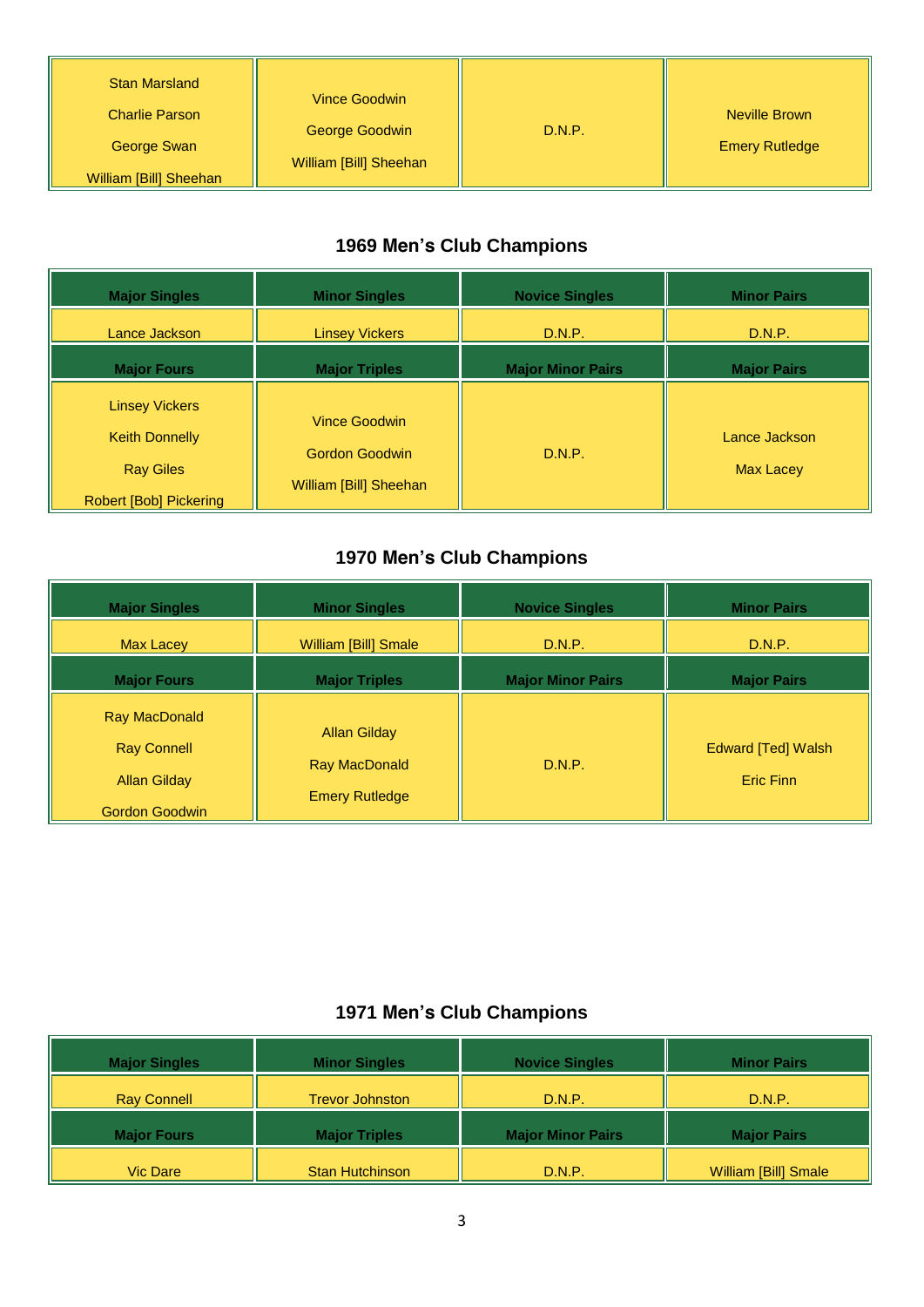| Stan Marsland<br>Charlie Parson<br>George Swan<br>William [Bill] Sheehan | Vince Goodwin<br>George Goodwin<br>William [Bill] Sheehan | D.N.P. | Neville Brown<br>Emery Rutledge |
|---|---|---|---|

## 1969 Men's Club Champions

| Major Singles | Minor Singles | Novice Singles | Minor Pairs |
|---|---|---|---|
| Lance Jackson | Linsey Vickers | D.N.P. | D.N.P. |
| **Major Fours** | **Major Triples** | **Major Minor Pairs** | **Major Pairs** |
| Linsey Vickers<br>Keith Donnelly<br>Ray Giles<br>Robert [Bob] Pickering | Vince Goodwin<br>Gordon Goodwin<br>William [Bill] Sheehan | D.N.P. | Lance Jackson<br>Max Lacey |

## 1970 Men's Club Champions

| Major Singles | Minor Singles | Novice Singles | Minor Pairs |
|---|---|---|---|
| Max Lacey | William [Bill] Smale | D.N.P. | D.N.P. |
| **Major Fours** | **Major Triples** | **Major Minor Pairs** | **Major Pairs** |
| Ray MacDonald<br>Ray Connell<br>Allan Gilday<br>Gordon Goodwin | Allan Gilday<br>Ray MacDonald<br>Emery Rutledge | D.N.P. | Edward [Ted] Walsh<br>Eric Finn |

## 1971 Men's Club Champions

| Major Singles | Minor Singles | Novice Singles | Minor Pairs |
|---|---|---|---|
| Ray Connell | Trevor Johnston | D.N.P. | D.N.P. |
| **Major Fours** | **Major Triples** | **Major Minor Pairs** | **Major Pairs** |
| Vic Dare | Stan Hutchinson | D.N.P. | William [Bill] Smale |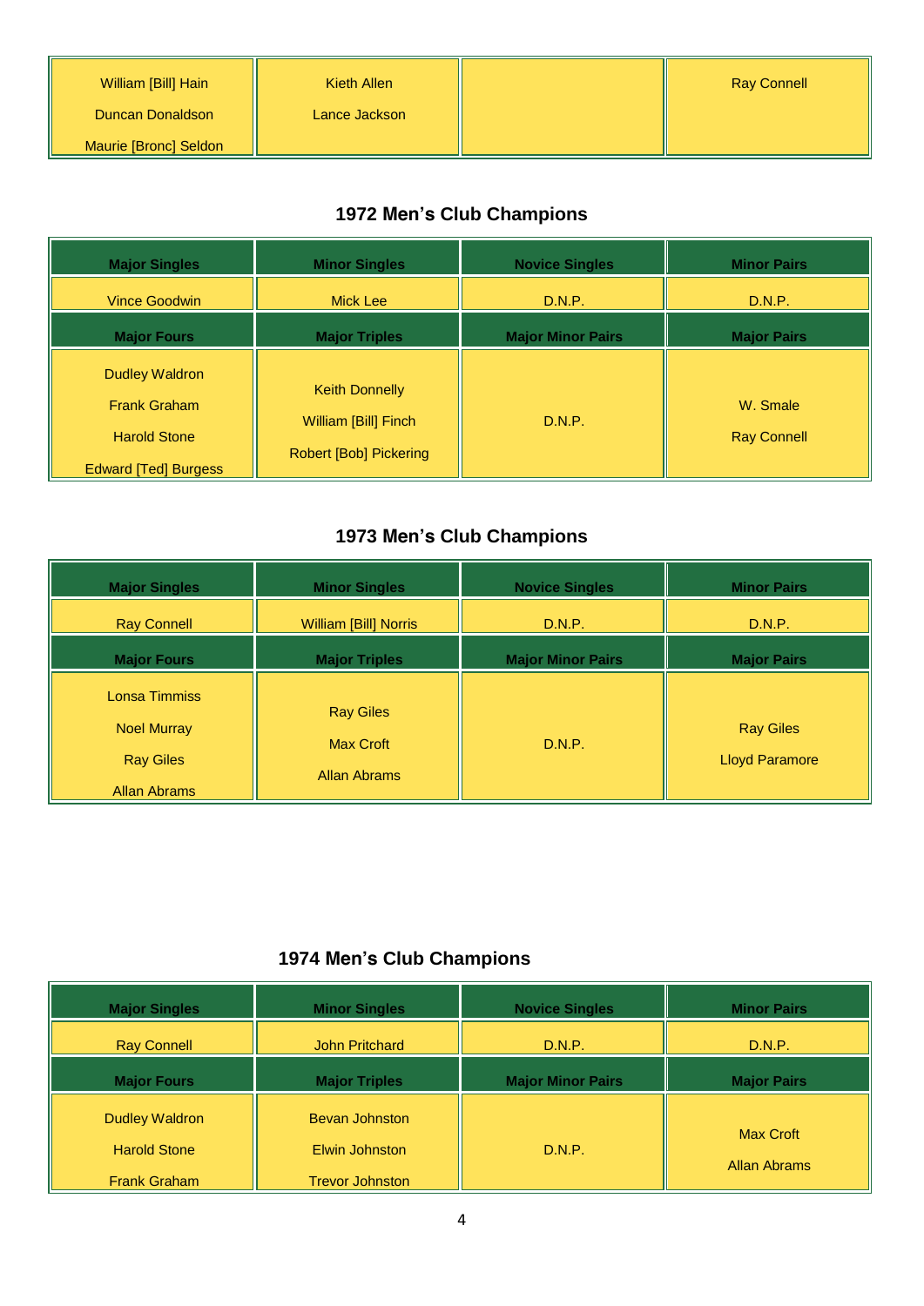| | | | |
|---|---|---|---|
| William [Bill] Hain<br>Duncan Donaldson<br>Maurie [Bronc] Seldon | Kieth Allen<br>Lance Jackson | | Ray Connell |

## 1972 Men's Club Champions

| Major Singles | Minor Singles | Novice Singles | Minor Pairs |
|---|---|---|---|
| Vince Goodwin | Mick Lee | D.N.P. | D.N.P. |
| **Major Fours** | **Major Triples** | **Major Minor Pairs** | **Major Pairs** |
| Dudley Waldron<br>Frank Graham<br>Harold Stone<br>Edward [Ted] Burgess | Keith Donnelly<br>William [Bill] Finch<br>Robert [Bob] Pickering | D.N.P. | W. Smale<br>Ray Connell |

## 1973 Men's Club Champions

| Major Singles | Minor Singles | Novice Singles | Minor Pairs |
|---|---|---|---|
| Ray Connell | William [Bill] Norris | D.N.P. | D.N.P. |
| **Major Fours** | **Major Triples** | **Major Minor Pairs** | **Major Pairs** |
| Lonsa Timmiss<br>Noel Murray<br>Ray Giles<br>Allan Abrams | Ray Giles<br>Max Croft<br>Allan Abrams | D.N.P. | Ray Giles<br>Lloyd Paramore |

## 1974 Men's Club Champions

| Major Singles | Minor Singles | Novice Singles | Minor Pairs |
|---|---|---|---|
| Ray Connell | John Pritchard | D.N.P. | D.N.P. |
| **Major Fours** | **Major Triples** | **Major Minor Pairs** | **Major Pairs** |
| Dudley Waldron<br>Harold Stone<br>Frank Graham | Bevan Johnston<br>Elwin Johnston<br>Trevor Johnston | D.N.P. | Max Croft<br>Allan Abrams |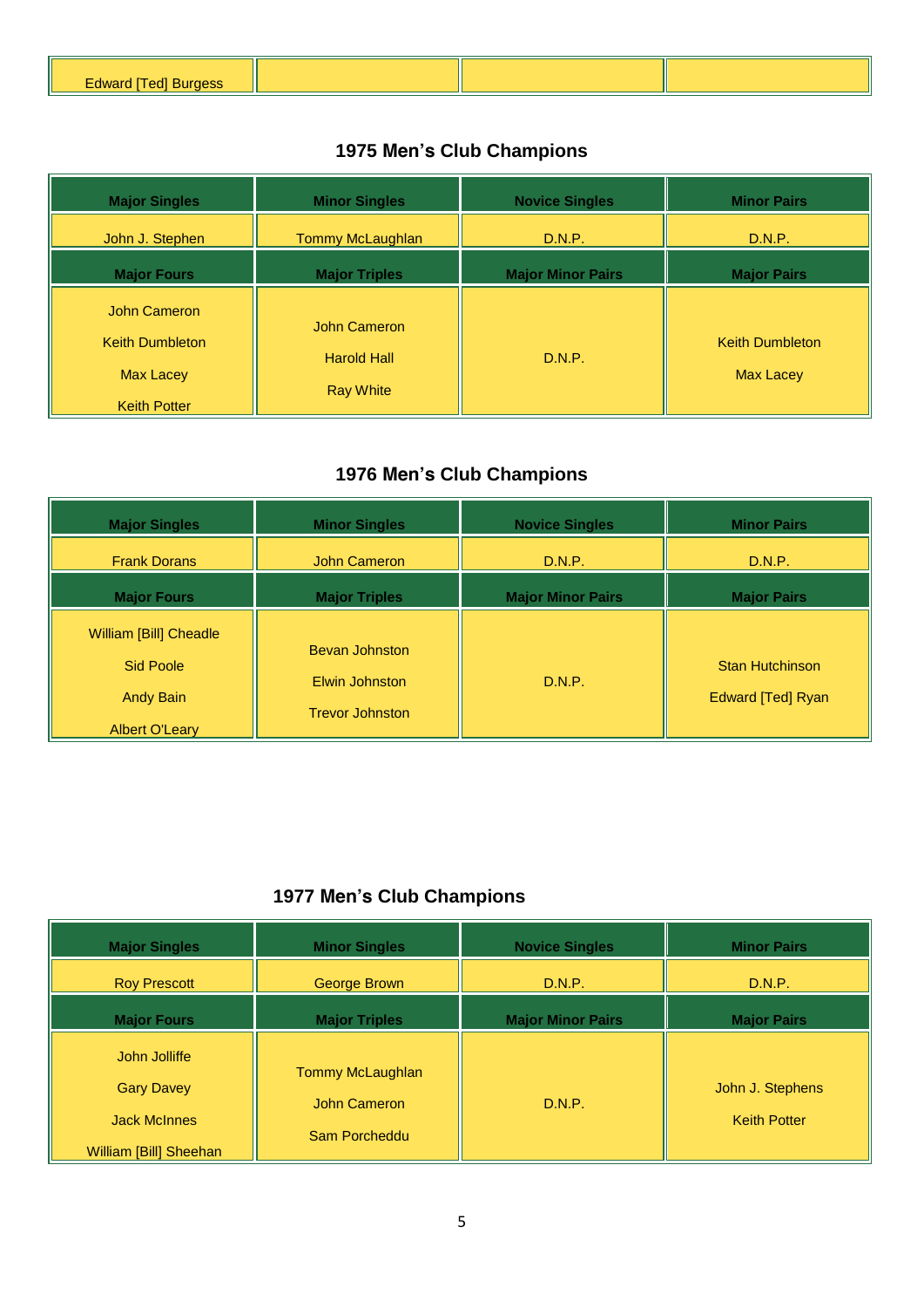| Edward [Ted] Burgess | | | |
|---|---|---|---|

## 1975 Men's Club Champions

| Major Singles | Minor Singles | Novice Singles | Minor Pairs |
|---|---|---|---|
| John J. Stephen | Tommy McLaughlan | D.N.P. | D.N.P. |
| **Major Fours** | **Major Triples** | **Major Minor Pairs** | **Major Pairs** |
| John Cameron<br>Keith Dumbleton<br>Max Lacey<br>Keith Potter | John Cameron<br>Harold Hall<br>Ray White | D.N.P. | Keith Dumbleton<br>Max Lacey |

## 1976 Men's Club Champions

| Major Singles | Minor Singles | Novice Singles | Minor Pairs |
|---|---|---|---|
| Frank Dorans | John Cameron | D.N.P. | D.N.P. |
| **Major Fours** | **Major Triples** | **Major Minor Pairs** | **Major Pairs** |
| William [Bill] Cheadle<br>Sid Poole<br>Andy Bain<br>Albert O'Leary | Bevan Johnston<br>Elwin Johnston<br>Trevor Johnston | D.N.P. | Stan Hutchinson<br>Edward [Ted] Ryan |

## 1977 Men's Club Champions

| Major Singles | Minor Singles | Novice Singles | Minor Pairs |
|---|---|---|---|
| Roy Prescott | George Brown | D.N.P. | D.N.P. |
| **Major Fours** | **Major Triples** | **Major Minor Pairs** | **Major Pairs** |
| John Jolliffe<br>Gary Davey<br>Jack McInnes<br>William [Bill] Sheehan | Tommy McLaughlan<br>John Cameron<br>Sam Porcheddu | D.N.P. | John J. Stephens<br>Keith Potter |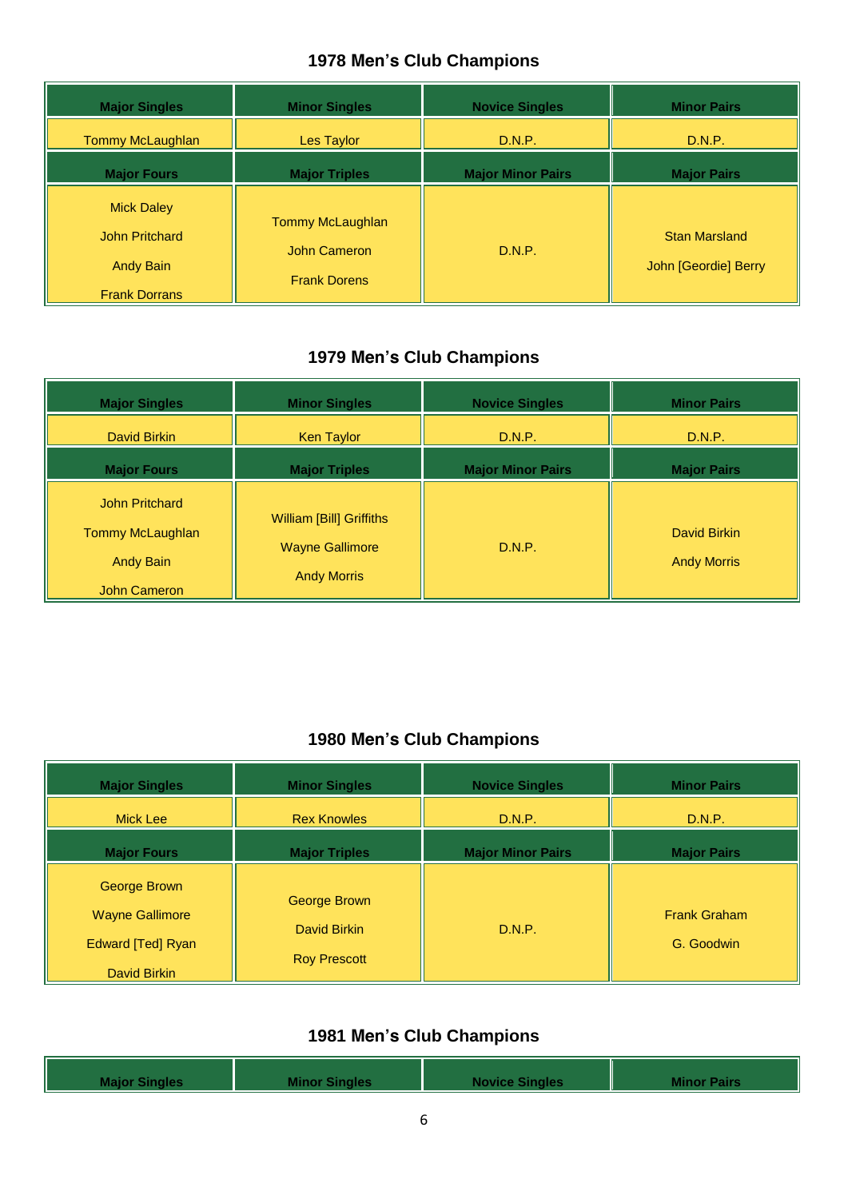## 1978 Men's Club Champions

| Major Singles | Minor Singles | Novice Singles | Minor Pairs |
|---|---|---|---|
| Tommy McLaughlan | Les Taylor | D.N.P. | D.N.P. |
| **Major Fours** | **Major Triples** | **Major Minor Pairs** | **Major Pairs** |
| Mick Daley<br>John Pritchard<br>Andy Bain<br>Frank Dorrans | Tommy McLaughlan<br>John Cameron<br>Frank Dorens | D.N.P. | Stan Marsland<br>John [Geordie] Berry |

## 1979 Men's Club Champions

| Major Singles | Minor Singles | Novice Singles | Minor Pairs |
|---|---|---|---|
| David Birkin | Ken Taylor | D.N.P. | D.N.P. |
| **Major Fours** | **Major Triples** | **Major Minor Pairs** | **Major Pairs** |
| John Pritchard<br>Tommy McLaughlan<br>Andy Bain<br>John Cameron | William [Bill] Griffiths<br>Wayne Gallimore<br>Andy Morris | D.N.P. | David Birkin<br>Andy Morris |

## 1980 Men's Club Champions

| Major Singles | Minor Singles | Novice Singles | Minor Pairs |
|---|---|---|---|
| Mick Lee | Rex Knowles | D.N.P. | D.N.P. |
| **Major Fours** | **Major Triples** | **Major Minor Pairs** | **Major Pairs** |
| George Brown<br>Wayne Gallimore<br>Edward [Ted] Ryan<br>David Birkin | George Brown<br>David Birkin<br>Roy Prescott | D.N.P. | Frank Graham<br>G. Goodwin |

## 1981 Men's Club Champions

| Major Singles | Minor Singles | Novice Singles | Minor Pairs |
|---|---|---|---|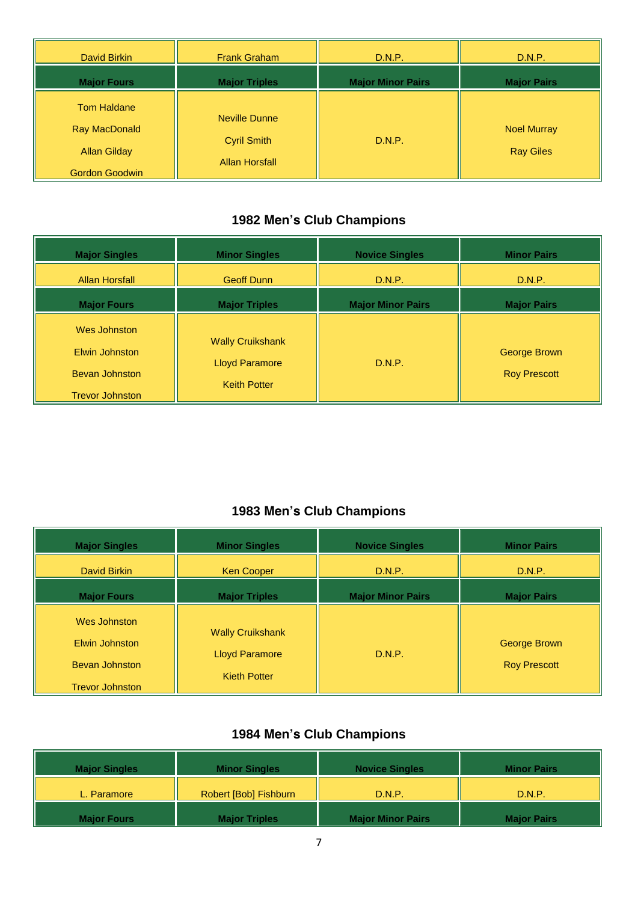| David Birkin | Frank Graham | D.N.P. | D.N.P. |
|---|---|---|---|
| **Major Fours** | **Major Triples** | **Major Minor Pairs** | **Major Pairs** |
| Tom Haldane<br>Ray MacDonald<br>Allan Gilday<br>Gordon Goodwin | Neville Dunne<br>Cyril Smith<br>Allan Horsfall | D.N.P. | Noel Murray<br>Ray Giles |

## 1982 Men's Club Champions

| Major Singles | Minor Singles | Novice Singles | Minor Pairs |
|---|---|---|---|
| Allan Horsfall | Geoff Dunn | D.N.P. | D.N.P. |
| **Major Fours** | **Major Triples** | **Major Minor Pairs** | **Major Pairs** |
| Wes Johnston<br>Elwin Johnston<br>Bevan Johnston<br>Trevor Johnston | Wally Cruikshank<br>Lloyd Paramore<br>Keith Potter | D.N.P. | George Brown<br>Roy Prescott |

## 1983 Men's Club Champions

| Major Singles | Minor Singles | Novice Singles | Minor Pairs |
|---|---|---|---|
| David Birkin | Ken Cooper | D.N.P. | D.N.P. |
| **Major Fours** | **Major Triples** | **Major Minor Pairs** | **Major Pairs** |
| Wes Johnston<br>Elwin Johnston<br>Bevan Johnston<br>Trevor Johnston | Wally Cruikshank<br>Lloyd Paramore<br>Kieth Potter | D.N.P. | George Brown<br>Roy Prescott |

## 1984 Men's Club Champions

| Major Singles | Minor Singles | Novice Singles | Minor Pairs |
|---|---|---|---|
| L. Paramore | Robert [Bob] Fishburn | D.N.P. | D.N.P. |
| **Major Fours** | **Major Triples** | **Major Minor Pairs** | **Major Pairs** |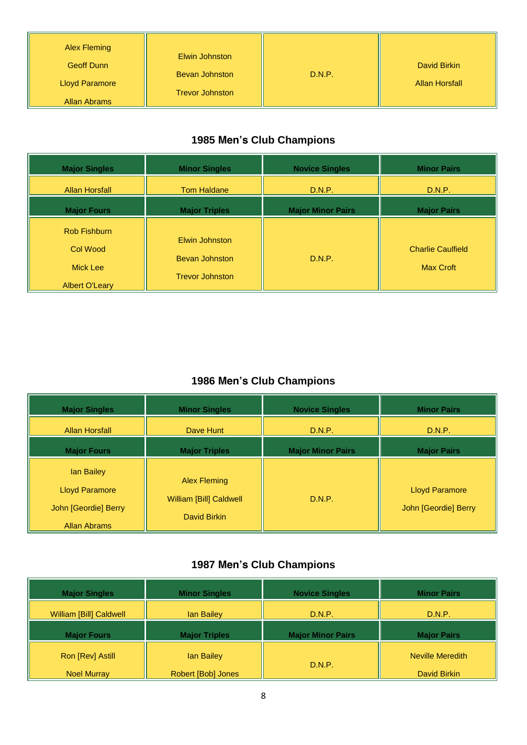| Alex Fleming<br>Geoff Dunn<br>Lloyd Paramore<br>Allan Abrams | Elwin Johnston<br>Bevan Johnston<br>Trevor Johnston | D.N.P. | David Birkin<br>Allan Horsfall |
|---|---|---|---|

## 1985 Men's Club Champions

| Major Singles | Minor Singles | Novice Singles | Minor Pairs |
|---|---|---|---|
| Allan Horsfall | Tom Haldane | D.N.P. | D.N.P. |
| **Major Fours** | **Major Triples** | **Major Minor Pairs** | **Major Pairs** |
| Rob Fishburn<br>Col Wood<br>Mick Lee<br>Albert O'Leary | Elwin Johnston<br>Bevan Johnston<br>Trevor Johnston | D.N.P. | Charlie Caulfield<br>Max Croft |

## 1986 Men's Club Champions

| Major Singles | Minor Singles | Novice Singles | Minor Pairs |
|---|---|---|---|
| Allan Horsfall | Dave Hunt | D.N.P. | D.N.P. |
| **Major Fours** | **Major Triples** | **Major Minor Pairs** | **Major Pairs** |
| Ian Bailey<br>Lloyd Paramore<br>John [Geordie] Berry<br>Allan Abrams | Alex Fleming<br>William [Bill] Caldwell<br>David Birkin | D.N.P. | Lloyd Paramore<br>John [Geordie] Berry |

## 1987 Men's Club Champions

| Major Singles | Minor Singles | Novice Singles | Minor Pairs |
|---|---|---|---|
| William [Bill] Caldwell | Ian Bailey | D.N.P. | D.N.P. |
| **Major Fours** | **Major Triples** | **Major Minor Pairs** | **Major Pairs** |
| Ron [Rev] Astill<br>Noel Murray | Ian Bailey<br>Robert [Bob] Jones | D.N.P. | Neville Meredith<br>David Birkin |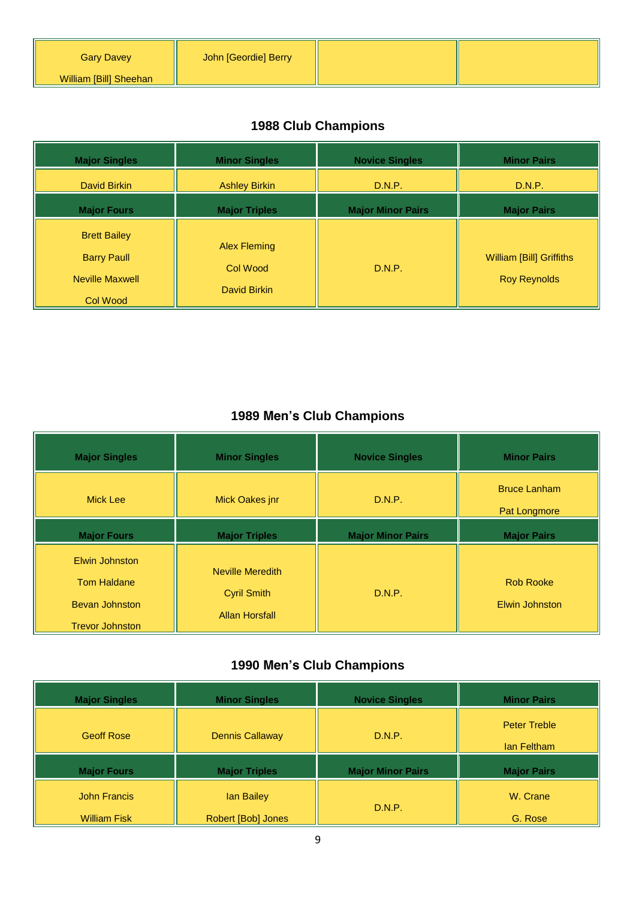| Gary Davey<br>William [Bill] Sheehan | John [Geordie] Berry | | |
|---|---|---|---|

## 1988 Club Champions

| Major Singles | Minor Singles | Novice Singles | Minor Pairs |
|---|---|---|---|
| David Birkin | Ashley Birkin | D.N.P. | D.N.P. |
| **Major Fours** | **Major Triples** | **Major Minor Pairs** | **Major Pairs** |
| Brett Bailey<br>Barry Paull<br>Neville Maxwell<br>Col Wood | Alex Fleming<br>Col Wood<br>David Birkin | D.N.P. | William [Bill] Griffiths<br>Roy Reynolds |

## 1989 Men's Club Champions

| Major Singles | Minor Singles | Novice Singles | Minor Pairs |
|---|---|---|---|
| Mick Lee | Mick Oakes jnr | D.N.P. | Bruce Lanham<br>Pat Longmore |
| **Major Fours** | **Major Triples** | **Major Minor Pairs** | **Major Pairs** |
| Elwin Johnston<br>Tom Haldane<br>Bevan Johnston<br>Trevor Johnston | Neville Meredith<br>Cyril Smith<br>Allan Horsfall | D.N.P. | Rob Rooke<br>Elwin Johnston |

## 1990 Men's Club Champions

| Major Singles | Minor Singles | Novice Singles | Minor Pairs |
|---|---|---|---|
| Geoff Rose | Dennis Callaway | D.N.P. | Peter Treble<br>Ian Feltham |
| **Major Fours** | **Major Triples** | **Major Minor Pairs** | **Major Pairs** |
| John Francis<br>William Fisk | Ian Bailey<br>Robert [Bob] Jones | D.N.P. | W. Crane<br>G. Rose |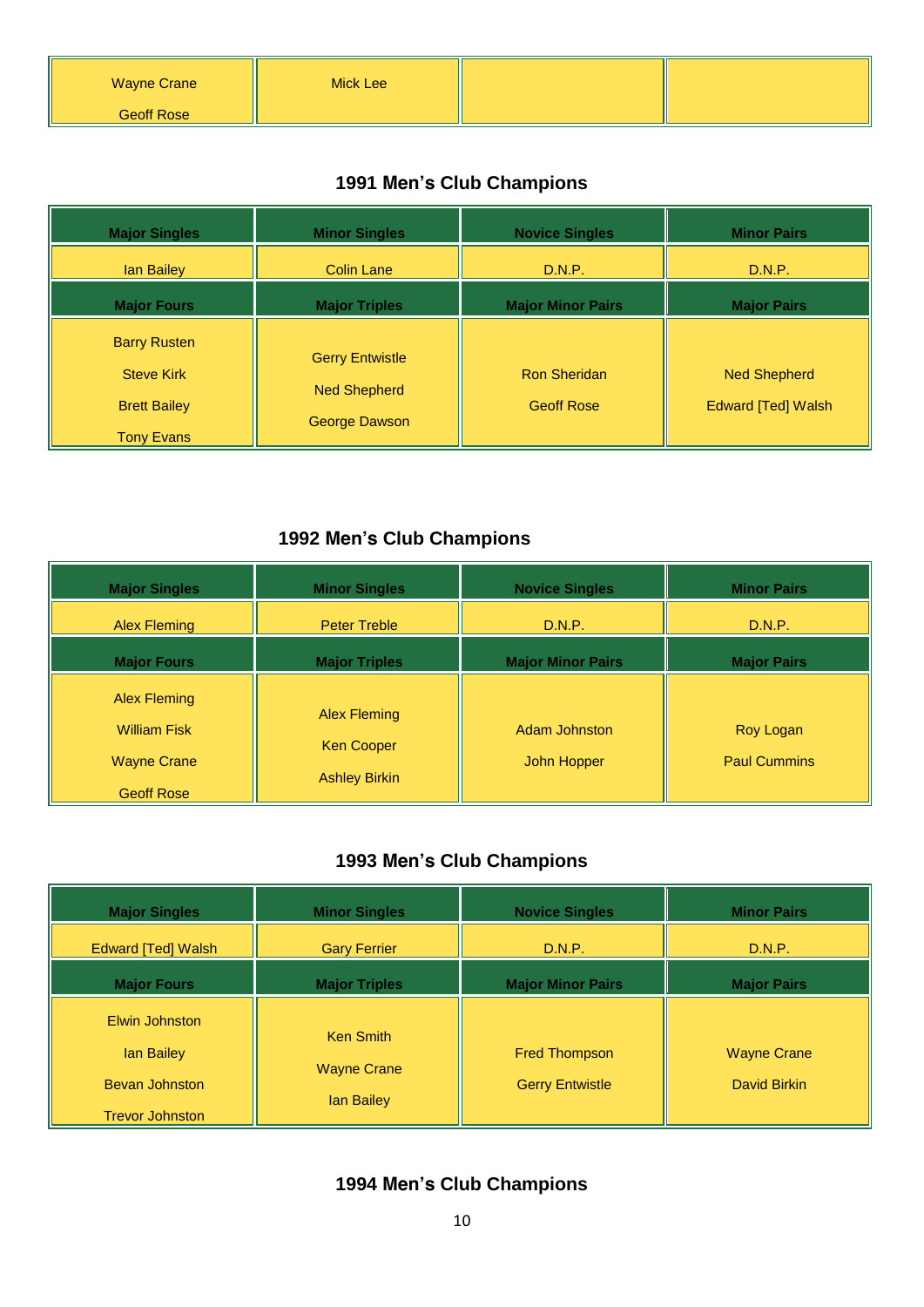| Wayne Crane<br>Geoff Rose | Mick Lee | | |
|---|---|---|---|

## 1991 Men's Club Champions

| Major Singles | Minor Singles | Novice Singles | Minor Pairs |
|---|---|---|---|
| Ian Bailey | Colin Lane | D.N.P. | D.N.P. |
| **Major Fours** | **Major Triples** | **Major Minor Pairs** | **Major Pairs** |
| Barry Rusten<br>Steve Kirk<br>Brett Bailey<br>Tony Evans | Gerry Entwistle<br>Ned Shepherd<br>George Dawson | Ron Sheridan<br>Geoff Rose | Ned Shepherd<br>Edward [Ted] Walsh |

## 1992 Men's Club Champions

| Major Singles | Minor Singles | Novice Singles | Minor Pairs |
|---|---|---|---|
| Alex Fleming | Peter Treble | D.N.P. | D.N.P. |
| **Major Fours** | **Major Triples** | **Major Minor Pairs** | **Major Pairs** |
| Alex Fleming<br>William Fisk<br>Wayne Crane<br>Geoff Rose | Alex Fleming<br>Ken Cooper<br>Ashley Birkin | Adam Johnston<br>John Hopper | Roy Logan<br>Paul Cummins |

## 1993 Men's Club Champions

| Major Singles | Minor Singles | Novice Singles | Minor Pairs |
|---|---|---|---|
| Edward [Ted] Walsh | Gary Ferrier | D.N.P. | D.N.P. |
| **Major Fours** | **Major Triples** | **Major Minor Pairs** | **Major Pairs** |
| Elwin Johnston<br>Ian Bailey<br>Bevan Johnston<br>Trevor Johnston | Ken Smith<br>Wayne Crane<br>Ian Bailey | Fred Thompson<br>Gerry Entwistle | Wayne Crane<br>David Birkin |

## 1994 Men's Club Champions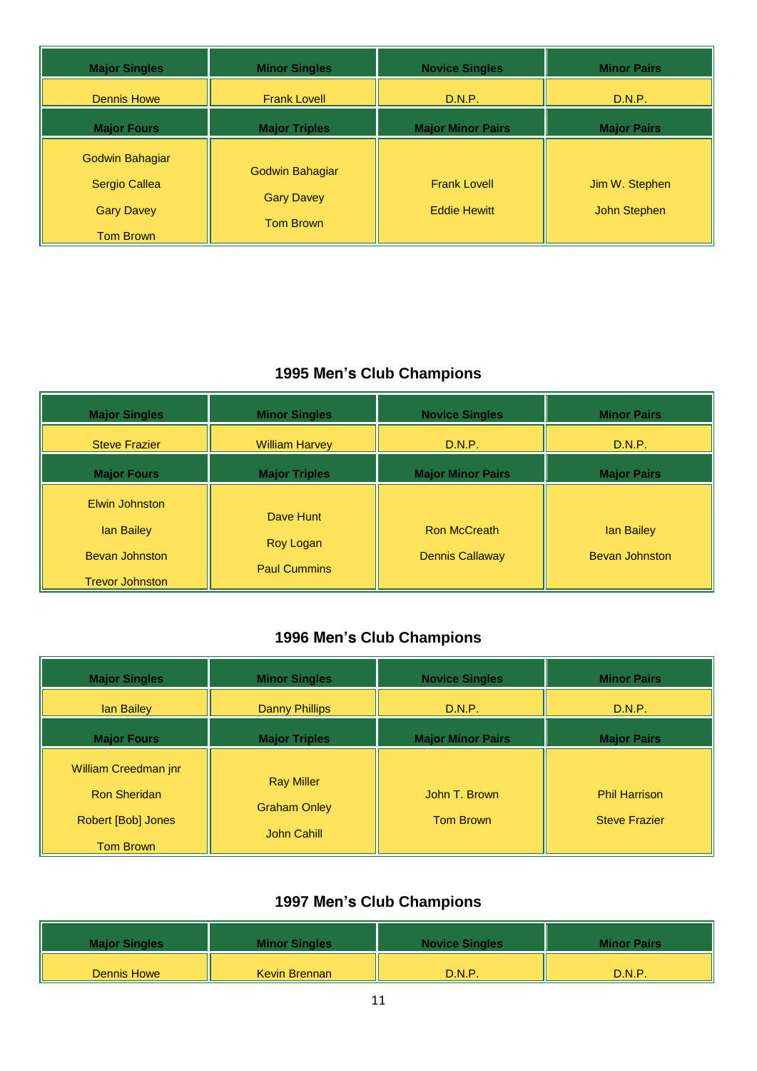| Major Singles | Minor Singles | Novice Singles | Minor Pairs |
|---|---|---|---|
| Dennis Howe | Frank Lovell | D.N.P. | D.N.P. |
| **Major Fours** | **Major Triples** | **Major Minor Pairs** | **Major Pairs** |
| Godwin Bahagiar<br>Sergio Callea<br>Gary Davey<br>Tom Brown | Godwin Bahagiar<br>Gary Davey<br>Tom Brown | Frank Lovell<br>Eddie Hewitt | Jim W. Stephen<br>John Stephen |

## 1995 Men's Club Champions

| Major Singles | Minor Singles | Novice Singles | Minor Pairs |
|---|---|---|---|
| Steve Frazier | William Harvey | D.N.P. | D.N.P. |
| **Major Fours** | **Major Triples** | **Major Minor Pairs** | **Major Pairs** |
| Elwin Johnston<br>Ian Bailey<br>Bevan Johnston<br>Trevor Johnston | Dave Hunt<br>Roy Logan<br>Paul Cummins | Ron McCreath<br>Dennis Callaway | Ian Bailey<br>Bevan Johnston |

## 1996 Men's Club Champions

| Major Singles | Minor Singles | Novice Singles | Minor Pairs |
|---|---|---|---|
| Ian Bailey | Danny Phillips | D.N.P. | D.N.P. |
| **Major Fours** | **Major Triples** | **Major Minor Pairs** | **Major Pairs** |
| William Creedman jnr<br>Ron Sheridan<br>Robert [Bob] Jones<br>Tom Brown | Ray Miller<br>Graham Onley<br>John Cahill | John T. Brown<br>Tom Brown | Phil Harrison<br>Steve Frazier |

## 1997 Men's Club Champions

| Major Singles | Minor Singles | Novice Singles | Minor Pairs |
|---|---|---|---|
| Dennis Howe | Kevin Brennan | D.N.P. | D.N.P. |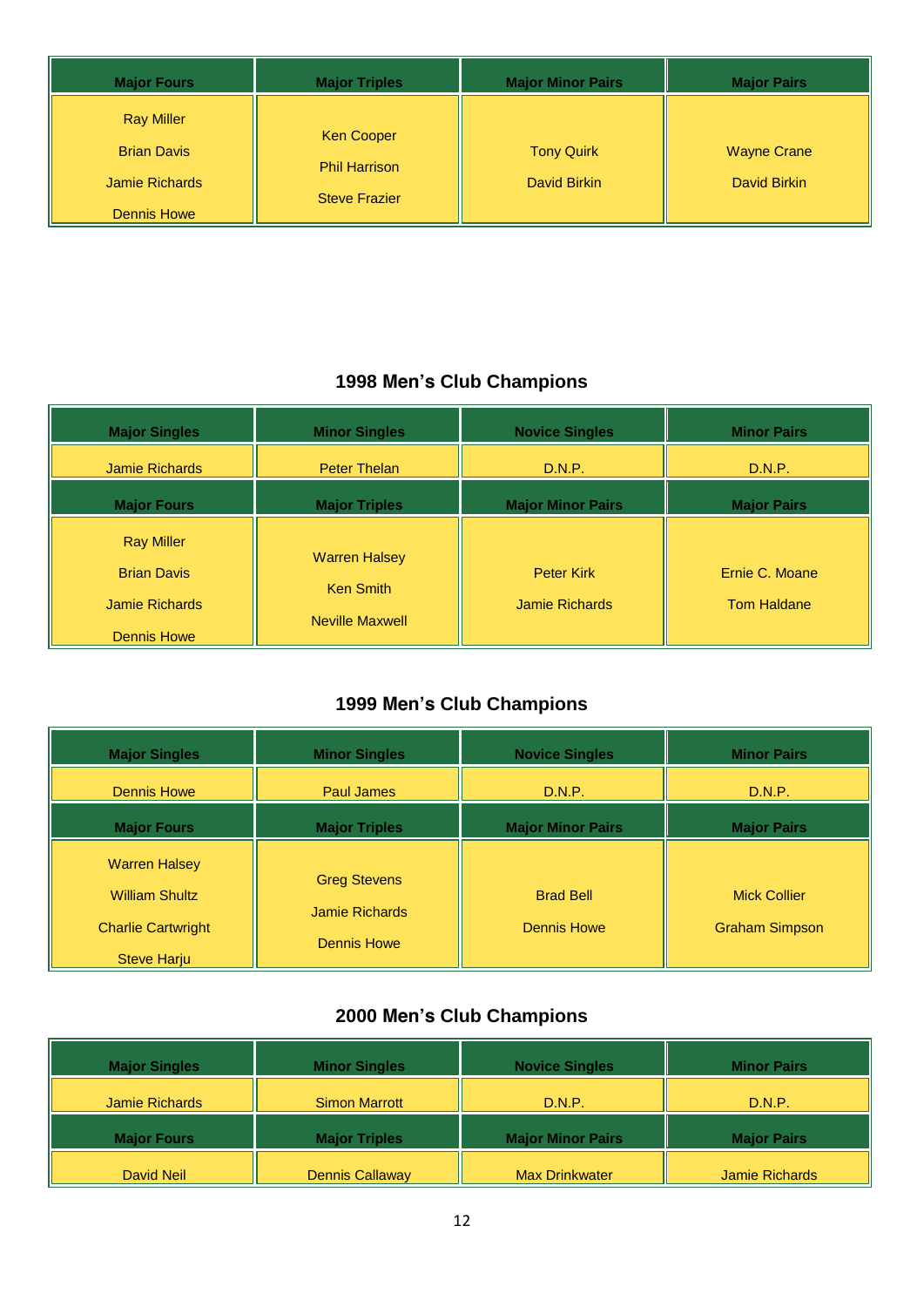| Major Fours | Major Triples | Major Minor Pairs | Major Pairs |
|---|---|---|---|
| Ray Miller<br>Brian Davis<br>Jamie Richards<br>Dennis Howe | Ken Cooper<br>Phil Harrison<br>Steve Frazier | Tony Quirk<br>David Birkin | Wayne Crane<br>David Birkin |

## 1998 Men's Club Champions

| Major Singles | Minor Singles | Novice Singles | Minor Pairs |
|---|---|---|---|
| Jamie Richards | Peter Thelan | D.N.P. | D.N.P. |
| **Major Fours** | **Major Triples** | **Major Minor Pairs** | **Major Pairs** |
| Ray Miller<br>Brian Davis<br>Jamie Richards<br>Dennis Howe | Warren Halsey<br>Ken Smith<br>Neville Maxwell | Peter Kirk<br>Jamie Richards | Ernie C. Moane<br>Tom Haldane |

## 1999 Men's Club Champions

| Major Singles | Minor Singles | Novice Singles | Minor Pairs |
|---|---|---|---|
| Dennis Howe | Paul James | D.N.P. | D.N.P. |
| **Major Fours** | **Major Triples** | **Major Minor Pairs** | **Major Pairs** |
| Warren Halsey<br>William Shultz<br>Charlie Cartwright<br>Steve Harju | Greg Stevens<br>Jamie Richards<br>Dennis Howe | Brad Bell<br>Dennis Howe | Mick Collier<br>Graham Simpson |

## 2000 Men's Club Champions

| Major Singles | Minor Singles | Novice Singles | Minor Pairs |
|---|---|---|---|
| Jamie Richards | Simon Marrott | D.N.P. | D.N.P. |
| **Major Fours** | **Major Triples** | **Major Minor Pairs** | **Major Pairs** |
| David Neil | Dennis Callaway | Max Drinkwater | Jamie Richards |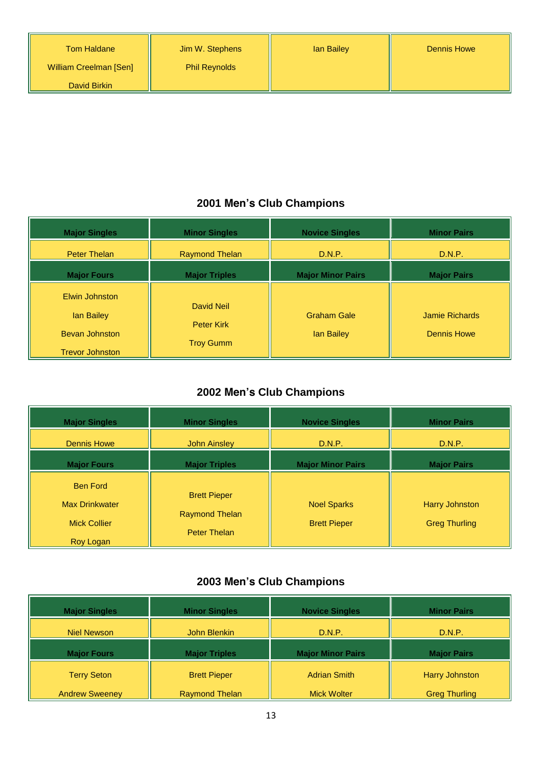| Tom Haldane<br>William Creelman [Sen]<br>David Birkin | Jim W. Stephens<br>Phil Reynolds | Ian Bailey | Dennis Howe |
|---|---|---|---|

## 2001 Men's Club Champions

| Major Singles | Minor Singles | Novice Singles | Minor Pairs |
|---|---|---|---|
| Peter Thelan | Raymond Thelan | D.N.P. | D.N.P. |
| **Major Fours** | **Major Triples** | **Major Minor Pairs** | **Major Pairs** |
| Elwin Johnston<br>Ian Bailey<br>Bevan Johnston<br>Trevor Johnston | David Neil<br>Peter Kirk<br>Troy Gumm | Graham Gale<br>Ian Bailey | Jamie Richards<br>Dennis Howe |

## 2002 Men's Club Champions

| Major Singles | Minor Singles | Novice Singles | Minor Pairs |
|---|---|---|---|
| Dennis Howe | John Ainsley | D.N.P. | D.N.P. |
| **Major Fours** | **Major Triples** | **Major Minor Pairs** | **Major Pairs** |
| Ben Ford<br>Max Drinkwater<br>Mick Collier<br>Roy Logan | Brett Pieper<br>Raymond Thelan<br>Peter Thelan | Noel Sparks<br>Brett Pieper | Harry Johnston<br>Greg Thurling |

## 2003 Men's Club Champions

| Major Singles | Minor Singles | Novice Singles | Minor Pairs |
|---|---|---|---|
| Niel Newson | John Blenkin | D.N.P. | D.N.P. |
| **Major Fours** | **Major Triples** | **Major Minor Pairs** | **Major Pairs** |
| Terry Seton<br>Andrew Sweeney | Brett Pieper<br>Raymond Thelan | Adrian Smith<br>Mick Wolter | Harry Johnston<br>Greg Thurling |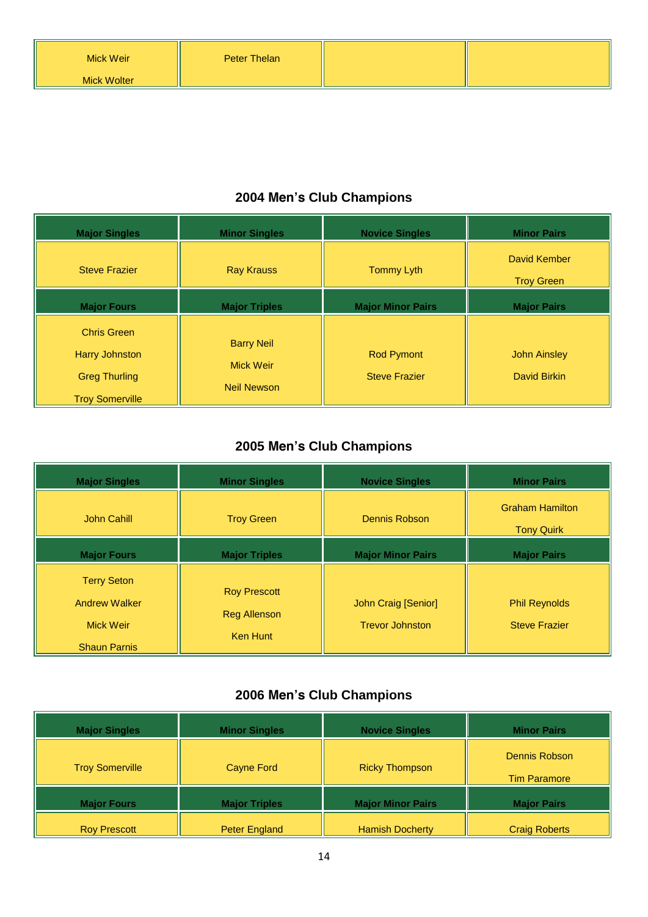| | | | |
|---|---|---|---|
| Mick Weir<br>Mick Wolter | Peter Thelan | | |

## 2004 Men's Club Champions

| Major Singles | Minor Singles | Novice Singles | Minor Pairs |
|---|---|---|---|
| Steve Frazier | Ray Krauss | Tommy Lyth | David Kember<br>Troy Green |
| **Major Fours** | **Major Triples** | **Major Minor Pairs** | **Major Pairs** |
| Chris Green<br>Harry Johnston<br>Greg Thurling<br>Troy Somerville | Barry Neil<br>Mick Weir<br>Neil Newson | Rod Pymont<br>Steve Frazier | John Ainsley<br>David Birkin |

## 2005 Men's Club Champions

| Major Singles | Minor Singles | Novice Singles | Minor Pairs |
|---|---|---|---|
| John Cahill | Troy Green | Dennis Robson | Graham Hamilton<br>Tony Quirk |
| **Major Fours** | **Major Triples** | **Major Minor Pairs** | **Major Pairs** |
| Terry Seton<br>Andrew Walker<br>Mick Weir<br>Shaun Parnis | Roy Prescott<br>Reg Allenson<br>Ken Hunt | John Craig [Senior]<br>Trevor Johnston | Phil Reynolds<br>Steve Frazier |

## 2006 Men's Club Champions

| Major Singles | Minor Singles | Novice Singles | Minor Pairs |
|---|---|---|---|
| Troy Somerville | Cayne Ford | Ricky Thompson | Dennis Robson<br>Tim Paramore |
| **Major Fours** | **Major Triples** | **Major Minor Pairs** | **Major Pairs** |
| Roy Prescott | Peter England | Hamish Docherty | Craig Roberts |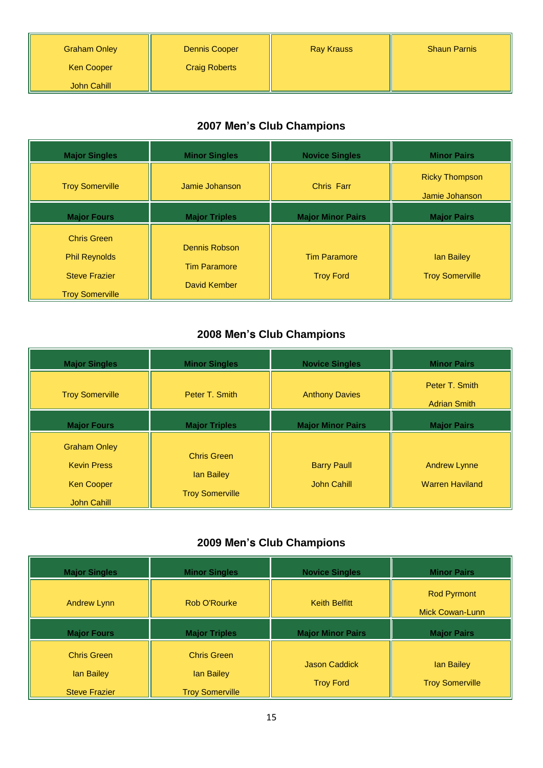| Graham Onley<br>Ken Cooper<br>John Cahill | Dennis Cooper<br>Craig Roberts | Ray Krauss | Shaun Parnis |
|---|---|---|---|

## 2007 Men's Club Champions

| Major Singles | Minor Singles | Novice Singles | Minor Pairs |
|---|---|---|---|
| Troy Somerville | Jamie Johanson | Chris Farr | Ricky Thompson<br>Jamie Johanson |
| **Major Fours** | **Major Triples** | **Major Minor Pairs** | **Major Pairs** |
| Chris Green<br>Phil Reynolds<br>Steve Frazier<br>Troy Somerville | Dennis Robson<br>Tim Paramore<br>David Kember | Tim Paramore<br>Troy Ford | Ian Bailey<br>Troy Somerville |

## 2008 Men's Club Champions

| Major Singles | Minor Singles | Novice Singles | Minor Pairs |
|---|---|---|---|
| Troy Somerville | Peter T. Smith | Anthony Davies | Peter T. Smith<br>Adrian Smith |
| **Major Fours** | **Major Triples** | **Major Minor Pairs** | **Major Pairs** |
| Graham Onley<br>Kevin Press<br>Ken Cooper<br>John Cahill | Chris Green<br>Ian Bailey<br>Troy Somerville | Barry Paull<br>John Cahill | Andrew Lynne<br>Warren Haviland |

## 2009 Men's Club Champions

| Major Singles | Minor Singles | Novice Singles | Minor Pairs |
|---|---|---|---|
| Andrew Lynn | Rob O'Rourke | Keith Belfitt | Rod Pyrmont<br>Mick Cowan-Lunn |
| **Major Fours** | **Major Triples** | **Major Minor Pairs** | **Major Pairs** |
| Chris Green<br>Ian Bailey<br>Steve Frazier | Chris Green<br>Ian Bailey<br>Troy Somerville | Jason Caddick<br>Troy Ford | Ian Bailey<br>Troy Somerville |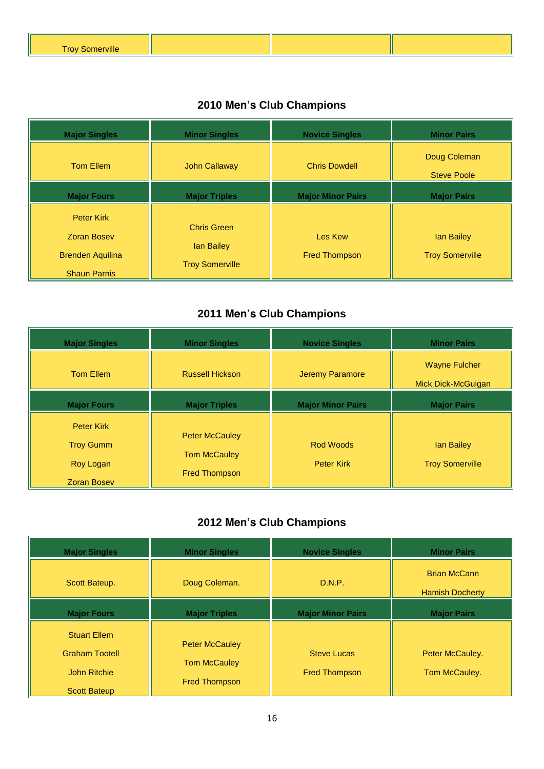| Troy Somerville | | | |
|---|---|---|---|

## 2010 Men's Club Champions

| Major Singles | Minor Singles | Novice Singles | Minor Pairs |
|---|---|---|---|
| Tom Ellem | John Callaway | Chris Dowdell | Doug Coleman<br>Steve Poole |
| **Major Fours** | **Major Triples** | **Major Minor Pairs** | **Major Pairs** |
| Peter Kirk<br>Zoran Bosev<br>Brenden Aquilina<br>Shaun Parnis | Chris Green<br>Ian Bailey<br>Troy Somerville | Les Kew<br>Fred Thompson | Ian Bailey<br>Troy Somerville |

## 2011 Men's Club Champions

| Major Singles | Minor Singles | Novice Singles | Minor Pairs |
|---|---|---|---|
| Tom Ellem | Russell Hickson | Jeremy Paramore | Wayne Fulcher<br>Mick Dick-McGuigan |
| **Major Fours** | **Major Triples** | **Major Minor Pairs** | **Major Pairs** |
| Peter Kirk<br>Troy Gumm<br>Roy Logan<br>Zoran Bosev | Peter McCauley<br>Tom McCauley<br>Fred Thompson | Rod Woods<br>Peter Kirk | Ian Bailey<br>Troy Somerville |

## 2012 Men's Club Champions

| Major Singles | Minor Singles | Novice Singles | Minor Pairs |
|---|---|---|---|
| Scott Bateup. | Doug Coleman. | D.N.P. | Brian McCann<br>Hamish Docherty |
| **Major Fours** | **Major Triples** | **Major Minor Pairs** | **Major Pairs** |
| Stuart Ellem<br>Graham Tootell<br>John Ritchie<br>Scott Bateup | Peter McCauley<br>Tom McCauley<br>Fred Thompson | Steve Lucas<br>Fred Thompson | Peter McCauley.<br>Tom McCauley. |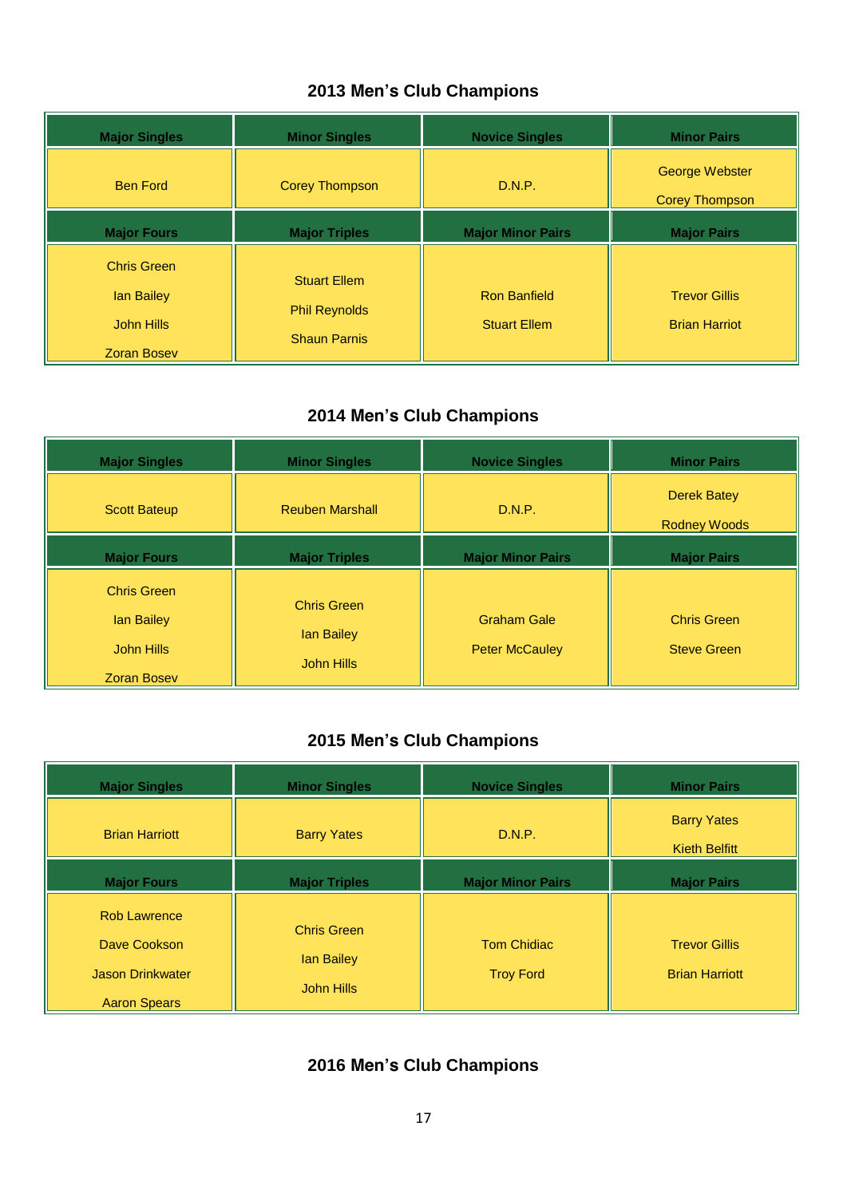## 2013 Men's Club Champions

| Major Singles | Minor Singles | Novice Singles | Minor Pairs |
|---|---|---|---|
| Ben Ford | Corey Thompson | D.N.P. | George Webster<br>Corey Thompson |
| **Major Fours** | **Major Triples** | **Major Minor Pairs** | **Major Pairs** |
| Chris Green<br>Ian Bailey<br>John Hills<br>Zoran Bosev | Stuart Ellem<br>Phil Reynolds<br>Shaun Parnis | Ron Banfield<br>Stuart Ellem | Trevor Gillis<br>Brian Harriot |

## 2014 Men's Club Champions

| Major Singles | Minor Singles | Novice Singles | Minor Pairs |
|---|---|---|---|
| Scott Bateup | Reuben Marshall | D.N.P. | Derek Batey<br>Rodney Woods |
| **Major Fours** | **Major Triples** | **Major Minor Pairs** | **Major Pairs** |
| Chris Green<br>Ian Bailey<br>John Hills<br>Zoran Bosev | Chris Green<br>Ian Bailey<br>John Hills | Graham Gale<br>Peter McCauley | Chris Green<br>Steve Green |

## 2015 Men's Club Champions

| Major Singles | Minor Singles | Novice Singles | Minor Pairs |
|---|---|---|---|
| Brian Harriott | Barry Yates | D.N.P. | Barry Yates<br>Kieth Belfitt |
| **Major Fours** | **Major Triples** | **Major Minor Pairs** | **Major Pairs** |
| Rob Lawrence<br>Dave Cookson<br>Jason Drinkwater<br>Aaron Spears | Chris Green<br>Ian Bailey<br>John Hills | Tom Chidiac<br>Troy Ford | Trevor Gillis<br>Brian Harriott |

## 2016 Men's Club Champions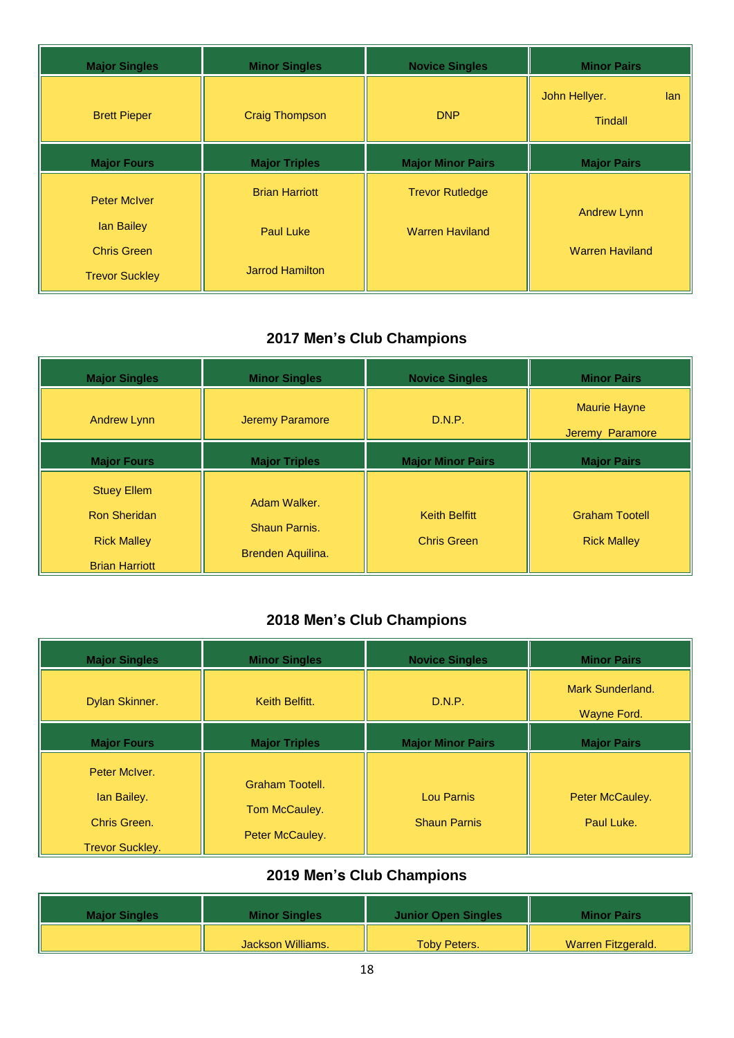| Major Singles | Minor Singles | Novice Singles | Minor Pairs |
|---|---|---|---|
| Brett Pieper | Craig Thompson | DNP | John Hellyer. Ian Tindall |
| **Major Fours** | **Major Triples** | **Major Minor Pairs** | **Major Pairs** |
| Peter McIver<br>Ian Bailey<br>Chris Green<br>Trevor Suckley | Brian Harriott<br>Paul Luke<br>Jarrod Hamilton | Trevor Rutledge<br>Warren Haviland | Andrew Lynn<br>Warren Haviland |

## 2017 Men's Club Champions

| Major Singles | Minor Singles | Novice Singles | Minor Pairs |
|---|---|---|---|
| Andrew Lynn | Jeremy Paramore | D.N.P. | Maurie Hayne<br>Jeremy Paramore |
| **Major Fours** | **Major Triples** | **Major Minor Pairs** | **Major Pairs** |
| Stuey Ellem<br>Ron Sheridan<br>Rick Malley<br>Brian Harriott | Adam Walker.<br>Shaun Parnis.<br>Brenden Aquilina. | Keith Belfitt<br>Chris Green | Graham Tootell<br>Rick Malley |

## 2018 Men's Club Champions

| Major Singles | Minor Singles | Novice Singles | Minor Pairs |
|---|---|---|---|
| Dylan Skinner. | Keith Belfitt. | D.N.P. | Mark Sunderland.<br>Wayne Ford. |
| **Major Fours** | **Major Triples** | **Major Minor Pairs** | **Major Pairs** |
| Peter McIver.<br>Ian Bailey.<br>Chris Green.<br>Trevor Suckley. | Graham Tootell.<br>Tom McCauley.<br>Peter McCauley. | Lou Parnis<br>Shaun Parnis | Peter McCauley.<br>Paul Luke. |

## 2019 Men's Club Champions

| Major Singles | Minor Singles | Junior Open Singles | Minor Pairs |
|---|---|---|---|
| | Jackson Williams. | Toby Peters. | Warren Fitzgerald. |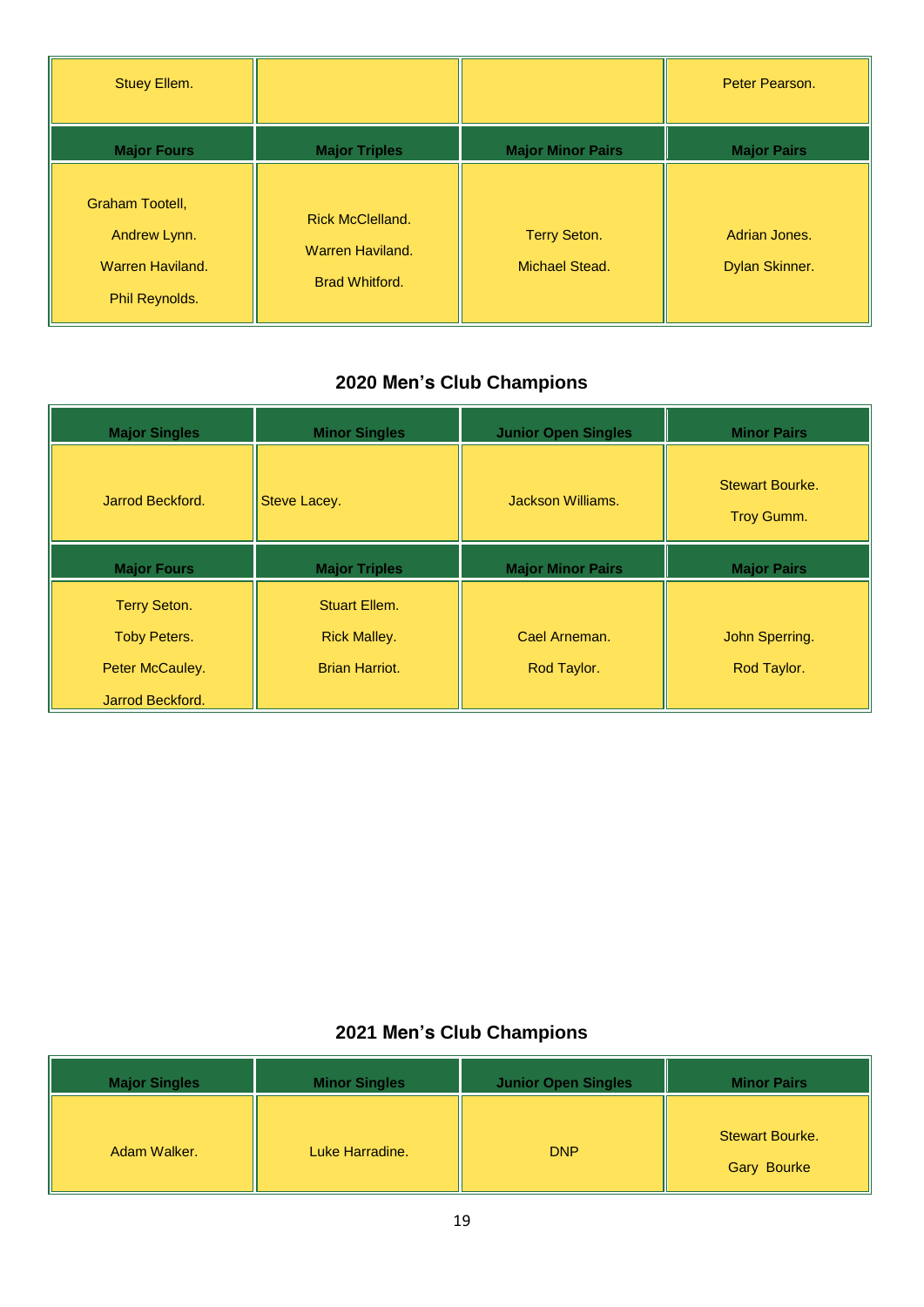| Stuey Ellem. | | | Peter Pearson. |
|---|---|---|---|
| **Major Fours** | **Major Triples** | **Major Minor Pairs** | **Major Pairs** |
| Graham Tootell, Andrew Lynn. Warren Haviland. Phil Reynolds. | Rick McClelland. Warren Haviland. Brad Whitford. | Terry Seton. Michael Stead. | Adrian Jones. Dylan Skinner. |

## 2020 Men's Club Champions

| Major Singles | Minor Singles | Junior Open Singles | Minor Pairs |
|---|---|---|---|
| Jarrod Beckford. | Steve Lacey. | Jackson Williams. | Stewart Bourke. Troy Gumm. |
| **Major Fours** | **Major Triples** | **Major Minor Pairs** | **Major Pairs** |
| Terry Seton. Toby Peters. Peter McCauley. Jarrod Beckford. | Stuart Ellem. Rick Malley. Brian Harriot. | Cael Arneman. Rod Taylor. | John Sperring. Rod Taylor. |

## 2021 Men's Club Champions

| Major Singles | Minor Singles | Junior Open Singles | Minor Pairs |
|---|---|---|---|
| Adam Walker. | Luke Harradine. | DNP | Stewart Bourke. Gary Bourke |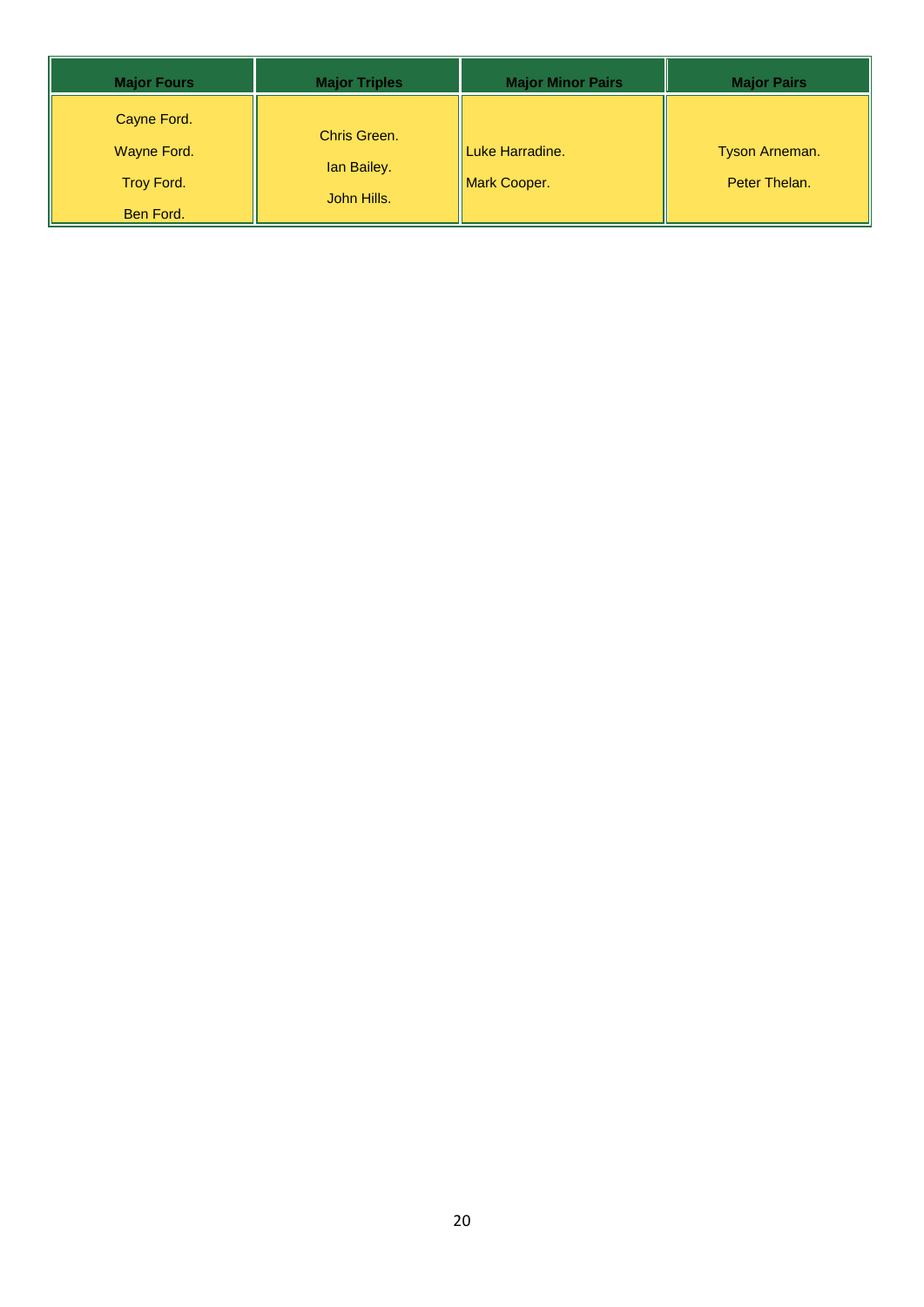| Major Fours | Major Triples | Major Minor Pairs | Major Pairs |
|---|---|---|---|
| Cayne Ford.<br>Wayne Ford.<br>Troy Ford.<br>Ben Ford. | Chris Green.<br>Ian Bailey.<br>John Hills. | Luke Harradine.<br>Mark Cooper. | Tyson Arneman.<br>Peter Thelan. |